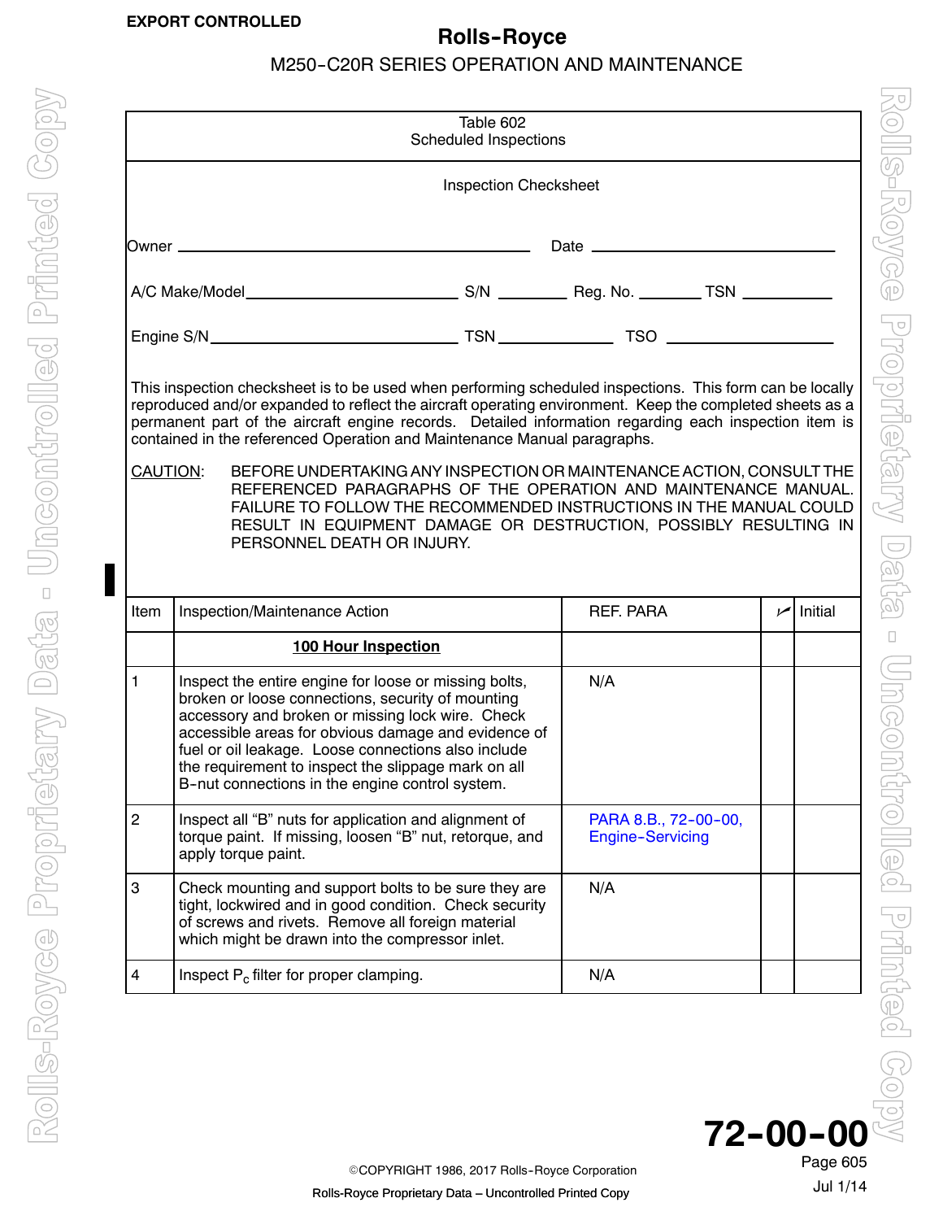EXPORT CONTROLLED

**Rolls-Royce**

M250-C20R SERIES OPERATION AND MAINTENANCE

Table 602
Scheduled Inspections

Inspection Checksheet

Owner ______________________________ Date ______________________

A/C Make/Model ____________________ S/N ________ Reg. No. _______ TSN __________

Engine S/N ____________________ TSN ____________ TSO __________________

This inspection checksheet is to be used when performing scheduled inspections. This form can be locally reproduced and/or expanded to reflect the aircraft operating environment. Keep the completed sheets as a permanent part of the aircraft engine records. Detailed information regarding each inspection item is contained in the referenced Operation and Maintenance Manual paragraphs.

CAUTION: BEFORE UNDERTAKING ANY INSPECTION OR MAINTENANCE ACTION, CONSULT THE REFERENCED PARAGRAPHS OF THE OPERATION AND MAINTENANCE MANUAL. FAILURE TO FOLLOW THE RECOMMENDED INSTRUCTIONS IN THE MANUAL COULD RESULT IN EQUIPMENT DAMAGE OR DESTRUCTION, POSSIBLY RESULTING IN PERSONNEL DEATH OR INJURY.

| Item | Inspection/Maintenance Action | REF. PARA | ✓ | Initial |
|---|---|---|---|---|
| | **100 Hour Inspection** | | | |
| 1 | Inspect the entire engine for loose or missing bolts, broken or loose connections, security of mounting accessory and broken or missing lock wire. Check accessible areas for obvious damage and evidence of fuel or oil leakage. Loose connections also include the requirement to inspect the slippage mark on all B-nut connections in the engine control system. | N/A | | |
| 2 | Inspect all “B” nuts for application and alignment of torque paint. If missing, loosen “B” nut, retorque, and apply torque paint. | PARA 8.B., 72-00-00, Engine-Servicing | | |
| 3 | Check mounting and support bolts to be sure they are tight, lockwired and in good condition. Check security of screws and rivets. Remove all foreign material which might be drawn into the compressor inlet. | N/A | | |
| 4 | Inspect $P_c$ filter for proper clamping. | N/A | | |

72-00-00

Page 605
Jul 1/14

©COPYRIGHT 1986, 2017 Rolls-Royce Corporation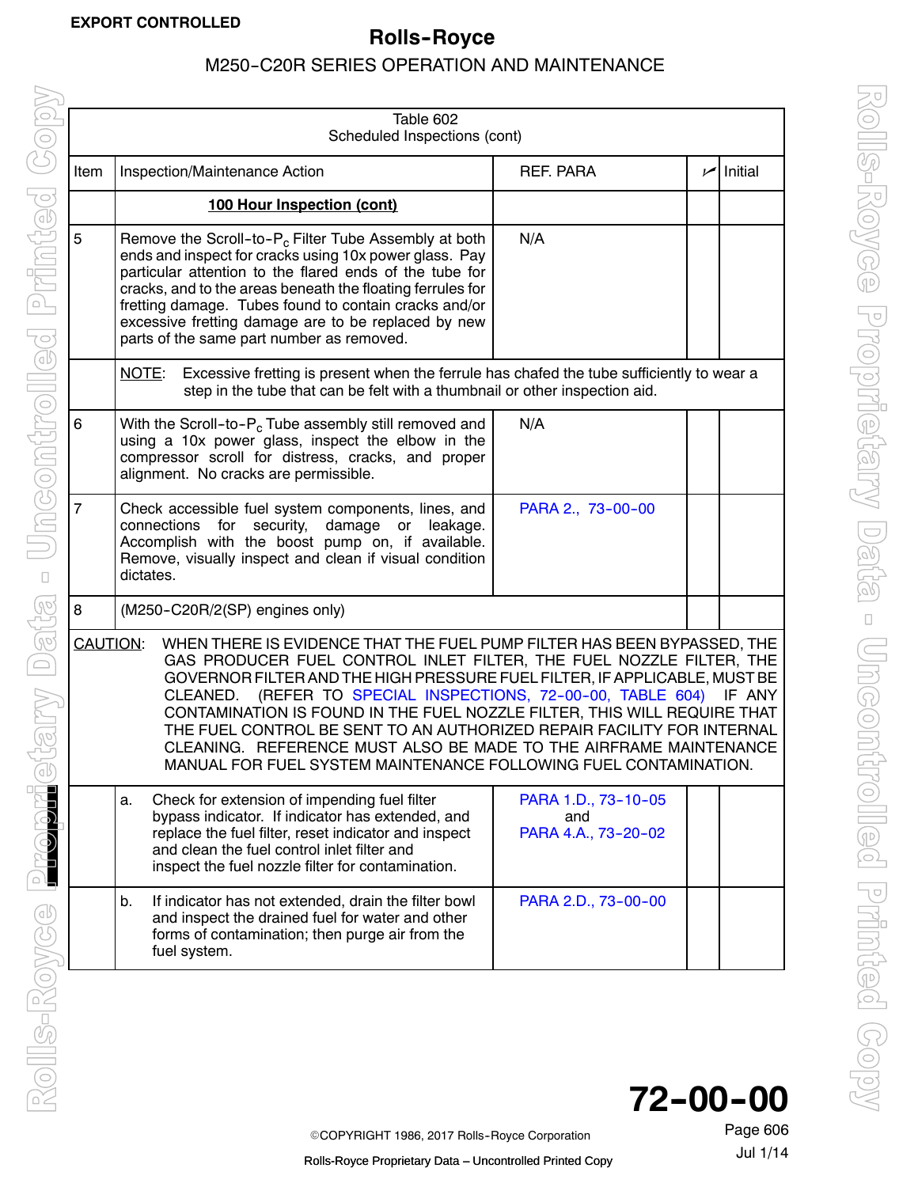Table 602
Scheduled Inspections (cont)

| Item | Inspection/Maintenance Action | REF. PARA | ✓ | Initial |
|---|---|---|---|---|
| | **100 Hour Inspection (cont)** | | | |
| 5 | Remove the Scroll-to-$P_c$ Filter Tube Assembly at both ends and inspect for cracks using 10x power glass. Pay particular attention to the flared ends of the tube for cracks, and to the areas beneath the floating ferrules for fretting damage. Tubes found to contain cracks and/or excessive fretting damage are to be replaced by new parts of the same part number as removed. | N/A | | |
| | NOTE: Excessive fretting is present when the ferrule has chafed the tube sufficiently to wear a step in the tube that can be felt with a thumbnail or other inspection aid. | | | |
| 6 | With the Scroll-to-$P_c$ Tube assembly still removed and using a 10x power glass, inspect the elbow in the compressor scroll for distress, cracks, and proper alignment. No cracks are permissible. | N/A | | |
| 7 | Check accessible fuel system components, lines, and connections for security, damage or leakage. Accomplish with the boost pump on, if available. Remove, visually inspect and clean if visual condition dictates. | PARA 2., 73-00-00 | | |
| 8 | (M250-C20R/2(SP) engines only) | | | |
| | CAUTION: WHEN THERE IS EVIDENCE THAT THE FUEL PUMP FILTER HAS BEEN BYPASSED, THE GAS PRODUCER FUEL CONTROL INLET FILTER, THE FUEL NOZZLE FILTER, THE GOVERNOR FILTER AND THE HIGH PRESSURE FUEL FILTER, IF APPLICABLE, MUST BE CLEANED. (REFER TO SPECIAL INSPECTIONS, 72-00-00, TABLE 604) IF ANY CONTAMINATION IS FOUND IN THE FUEL NOZZLE FILTER, THIS WILL REQUIRE THAT THE FUEL CONTROL BE SENT TO AN AUTHORIZED REPAIR FACILITY FOR INTERNAL CLEANING. REFERENCE MUST ALSO BE MADE TO THE AIRFRAME MAINTENANCE MANUAL FOR FUEL SYSTEM MAINTENANCE FOLLOWING FUEL CONTAMINATION. | | | |
| | a. Check for extension of impending fuel filter bypass indicator. If indicator has extended, and replace the fuel filter, reset indicator and inspect and clean the fuel control inlet filter and inspect the fuel nozzle filter for contamination. | PARA 1.D., 73-10-05 and PARA 4.A., 73-20-02 | | |
| | b. If indicator has not extended, drain the filter bowl and inspect the drained fuel for water and other forms of contamination; then purge air from the fuel system. | PARA 2.D., 73-00-00 | | |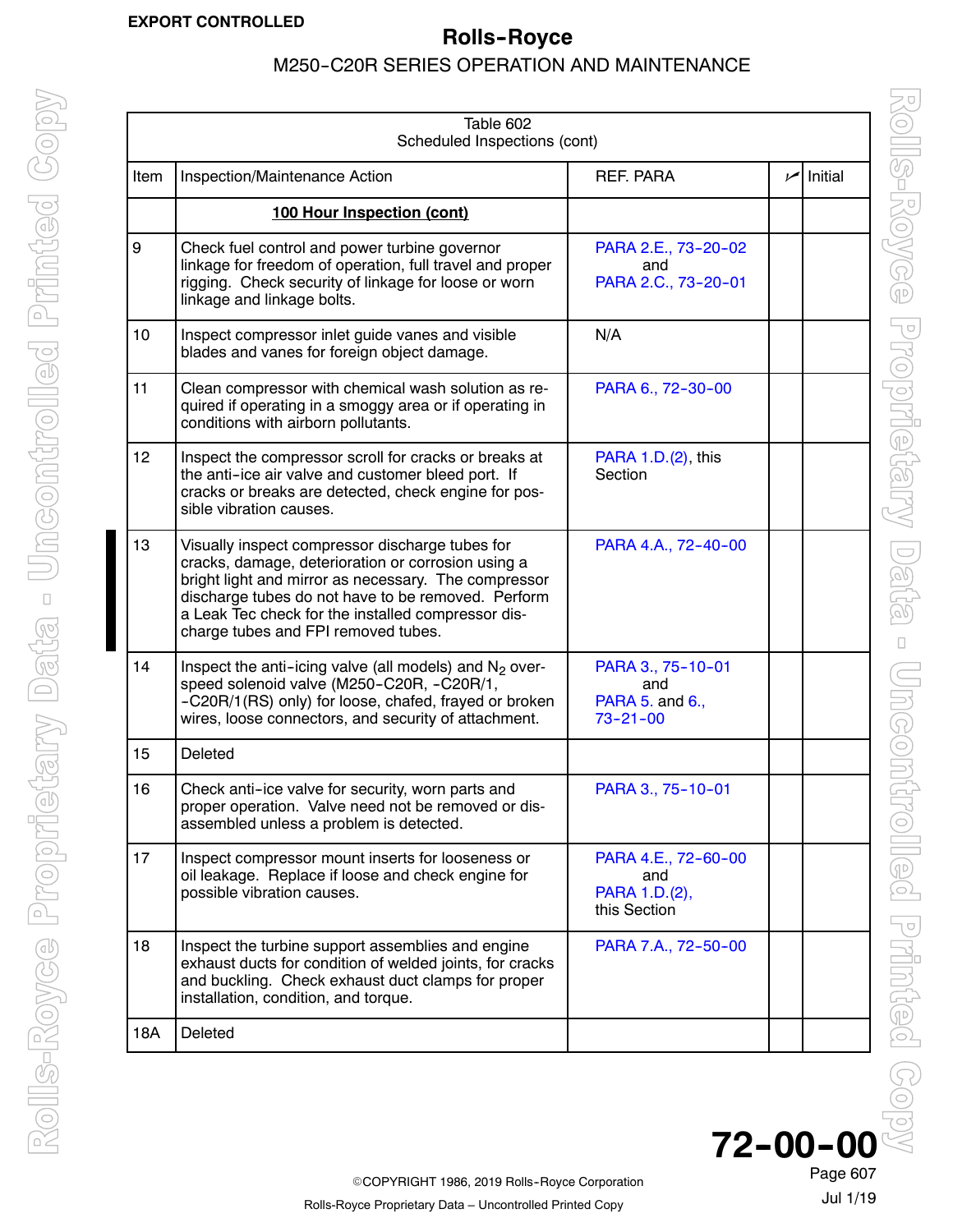**EXPORT CONTROLLED**

| Item | Inspection/Maintenance Action | REF. PARA | ✓ | Initial |
|---|---|---|---|---|
| | **100 Hour Inspection (cont)** | | | |
| 9 | Check fuel control and power turbine governor linkage for freedom of operation, full travel and proper rigging. Check security of linkage for loose or worn linkage and linkage bolts. | PARA 2.E., 73-20-02 and PARA 2.C., 73-20-01 | | |
| 10 | Inspect compressor inlet guide vanes and visible blades and vanes for foreign object damage. | N/A | | |
| 11 | Clean compressor with chemical wash solution as required if operating in a smoggy area or if operating in conditions with airborn pollutants. | PARA 6., 72-30-00 | | |
| 12 | Inspect the compressor scroll for cracks or breaks at the anti-ice air valve and customer bleed port. If cracks or breaks are detected, check engine for possible vibration causes. | PARA 1.D.(2), this Section | | |
| 13 | Visually inspect compressor discharge tubes for cracks, damage, deterioration or corrosion using a bright light and mirror as necessary. The compressor discharge tubes do not have to be removed. Perform a Leak Tec check for the installed compressor discharge tubes and FPI removed tubes. | PARA 4.A., 72-40-00 | | |
| 14 | Inspect the anti-icing valve (all models) and $N_2$ overspeed solenoid valve (M250-C20R, -C20R/1, -C20R/1(RS) only) for loose, chafed, frayed or broken wires, loose connectors, and security of attachment. | PARA 3., 75-10-01 and PARA 5. and 6., 73-21-00 | | |
| 15 | Deleted | | | |
| 16 | Check anti-ice valve for security, worn parts and proper operation. Valve need not be removed or disassembled unless a problem is detected. | PARA 3., 75-10-01 | | |
| 17 | Inspect compressor mount inserts for looseness or oil leakage. Replace if loose and check engine for possible vibration causes. | PARA 4.E., 72-60-00 and PARA 1.D.(2), this Section | | |
| 18 | Inspect the turbine support assemblies and engine exhaust ducts for condition of welded joints, for cracks and buckling. Check exhaust duct clamps for proper installation, condition, and torque. | PARA 7.A., 72-50-00 | | |
| 18A | Deleted | | | |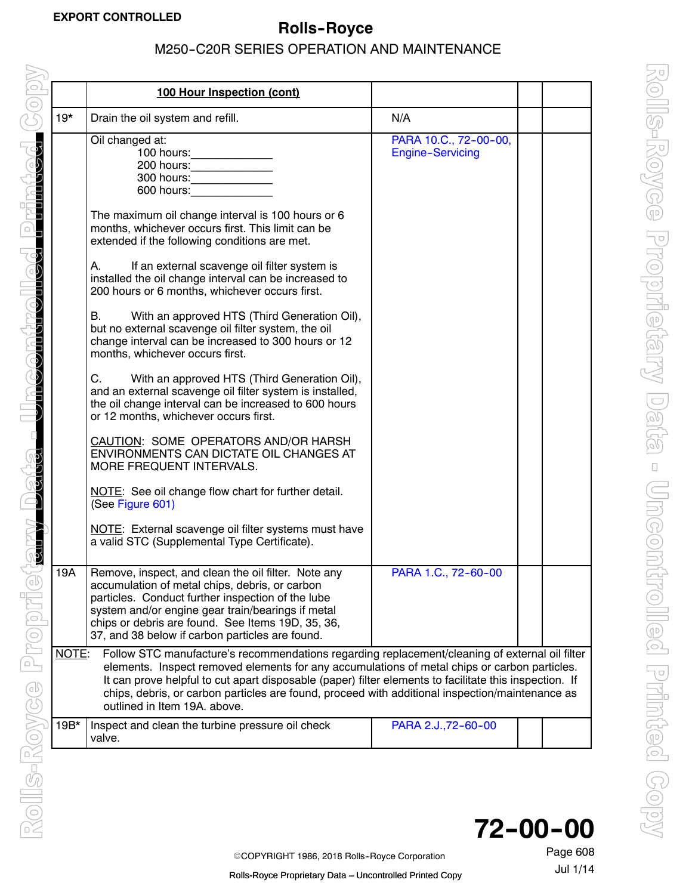| | 100 Hour Inspection (cont) | | | |
|---|---|---|---|---|
| 19* | Drain the oil system and refill. | N/A | | |
| | Oil changed at:<br>100 hours:_____________<br>200 hours:_____________<br>300 hours:_____________<br>600 hours:_____________<br><br>The maximum oil change interval is 100 hours or 6 months, whichever occurs first. This limit can be extended if the following conditions are met.<br><br>A. If an external scavenge oil filter system is installed the oil change interval can be increased to 200 hours or 6 months, whichever occurs first.<br><br>B. With an approved HTS (Third Generation Oil), but no external scavenge oil filter system, the oil change interval can be increased to 300 hours or 12 months, whichever occurs first.<br><br>C. With an approved HTS (Third Generation Oil), and an external scavenge oil filter system is installed, the oil change interval can be increased to 600 hours or 12 months, whichever occurs first.<br><br>CAUTION: SOME OPERATORS AND/OR HARSH ENVIRONMENTS CAN DICTATE OIL CHANGES AT MORE FREQUENT INTERVALS.<br><br>NOTE: See oil change flow chart for further detail. (See Figure 601)<br><br>NOTE: External scavenge oil filter systems must have a valid STC (Supplemental Type Certificate). | PARA 10.C., 72-00-00, Engine-Servicing | | |
| 19A | Remove, inspect, and clean the oil filter. Note any accumulation of metal chips, debris, or carbon particles. Conduct further inspection of the lube system and/or engine gear train/bearings if metal chips or debris are found. See Items 19D, 35, 36, 37, and 38 below if carbon particles are found. | PARA 1.C., 72-60-00 | | |
| NOTE: | Follow STC manufacture's recommendations regarding replacement/cleaning of external oil filter elements. Inspect removed elements for any accumulations of metal chips or carbon particles. It can prove helpful to cut apart disposable (paper) filter elements to facilitate this inspection. If chips, debris, or carbon particles are found, proceed with additional inspection/maintenance as outlined in Item 19A. above. | | | |
| 19B* | Inspect and clean the turbine pressure oil check valve. | PARA 2.J.,72-60-00 | | |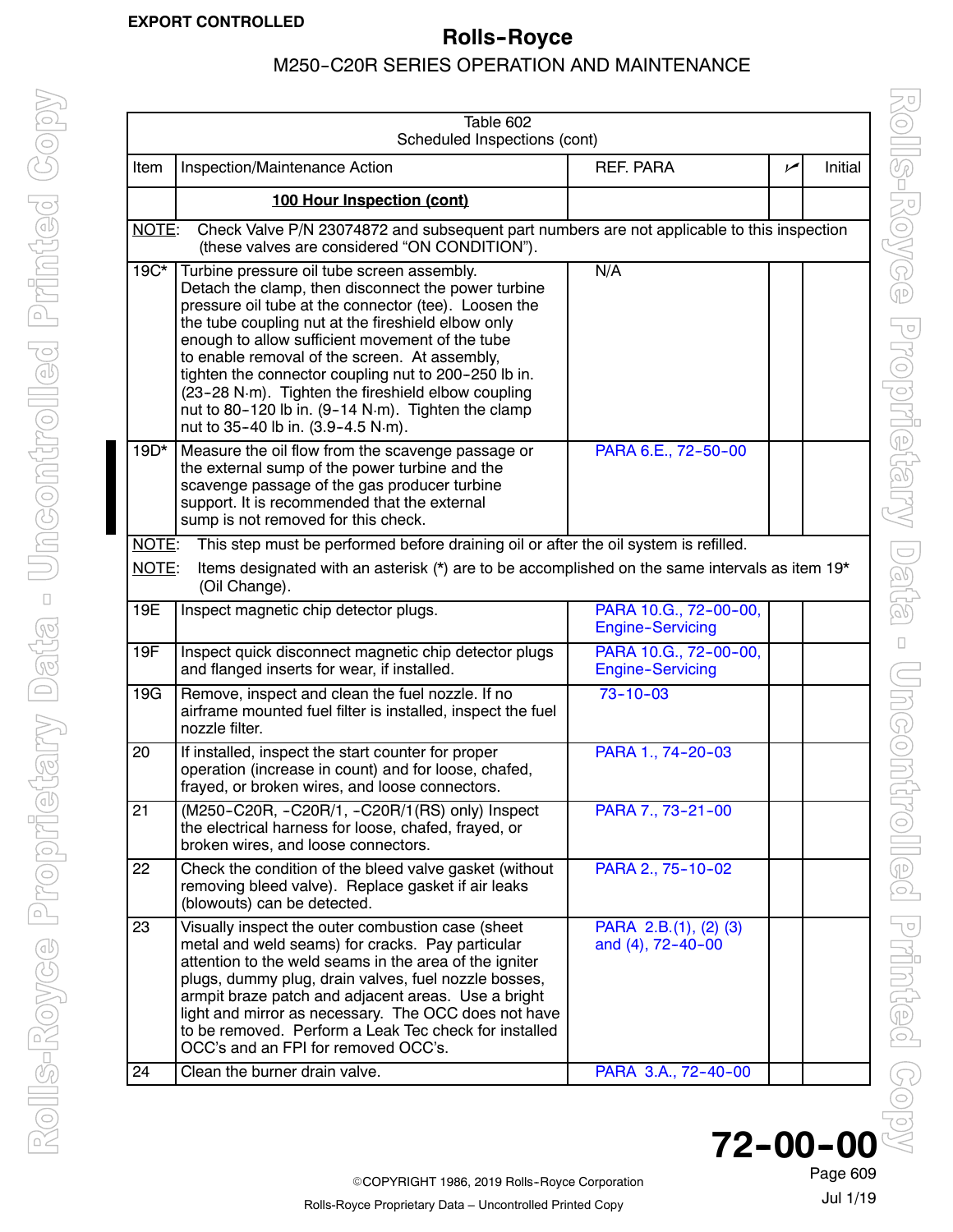EXPORT CONTROLLED

Table 602
Scheduled Inspections (cont)

| Item | Inspection/Maintenance Action | REF. PARA | ✓ | Initial |
|---|---|---|---|---|
| | **100 Hour Inspection (cont)** | | | |
| NOTE: Check Valve P/N 23074872 and subsequent part numbers are not applicable to this inspection (these valves are considered “ON CONDITION”). | | | | |
| 19C* | Turbine pressure oil tube screen assembly. Detach the clamp, then disconnect the power turbine pressure oil tube at the connector (tee). Loosen the the tube coupling nut at the fireshield elbow only enough to allow sufficient movement of the tube to enable removal of the screen. At assembly, tighten the connector coupling nut to 200-250 lb in. (23-28 N·m). Tighten the fireshield elbow coupling nut to 80-120 lb in. (9-14 N·m). Tighten the clamp nut to 35-40 lb in. (3.9-4.5 N·m). | N/A | | |
| 19D* | Measure the oil flow from the scavenge passage or the external sump of the power turbine and the scavenge passage of the gas producer turbine support. It is recommended that the external sump is not removed for this check. | PARA 6.E., 72-50-00 | | |
| NOTE: This step must be performed before draining oil or after the oil system is refilled. NOTE: Items designated with an asterisk (*) are to be accomplished on the same intervals as item 19* (Oil Change). | | | | |
| 19E | Inspect magnetic chip detector plugs. | PARA 10.G., 72-00-00, Engine-Servicing | | |
| 19F | Inspect quick disconnect magnetic chip detector plugs and flanged inserts for wear, if installed. | PARA 10.G., 72-00-00, Engine-Servicing | | |
| 19G | Remove, inspect and clean the fuel nozzle. If no airframe mounted fuel filter is installed, inspect the fuel nozzle filter. | 73-10-03 | | |
| 20 | If installed, inspect the start counter for proper operation (increase in count) and for loose, chafed, frayed, or broken wires, and loose connectors. | PARA 1., 74-20-03 | | |
| 21 | (M250-C20R, -C20R/1, -C20R/1(RS) only) Inspect the electrical harness for loose, chafed, frayed, or broken wires, and loose connectors. | PARA 7., 73-21-00 | | |
| 22 | Check the condition of the bleed valve gasket (without removing bleed valve). Replace gasket if air leaks (blowouts) can be detected. | PARA 2., 75-10-02 | | |
| 23 | Visually inspect the outer combustion case (sheet metal and weld seams) for cracks. Pay particular attention to the weld seams in the area of the igniter plugs, dummy plug, drain valves, fuel nozzle bosses, armpit braze patch and adjacent areas. Use a bright light and mirror as necessary. The OCC does not have to be removed. Perform a Leak Tec check for installed OCC's and an FPI for removed OCC's. | PARA 2.B.(1), (2) (3) and (4), 72-40-00 | | |
| 24 | Clean the burner drain valve. | PARA 3.A., 72-40-00 | | |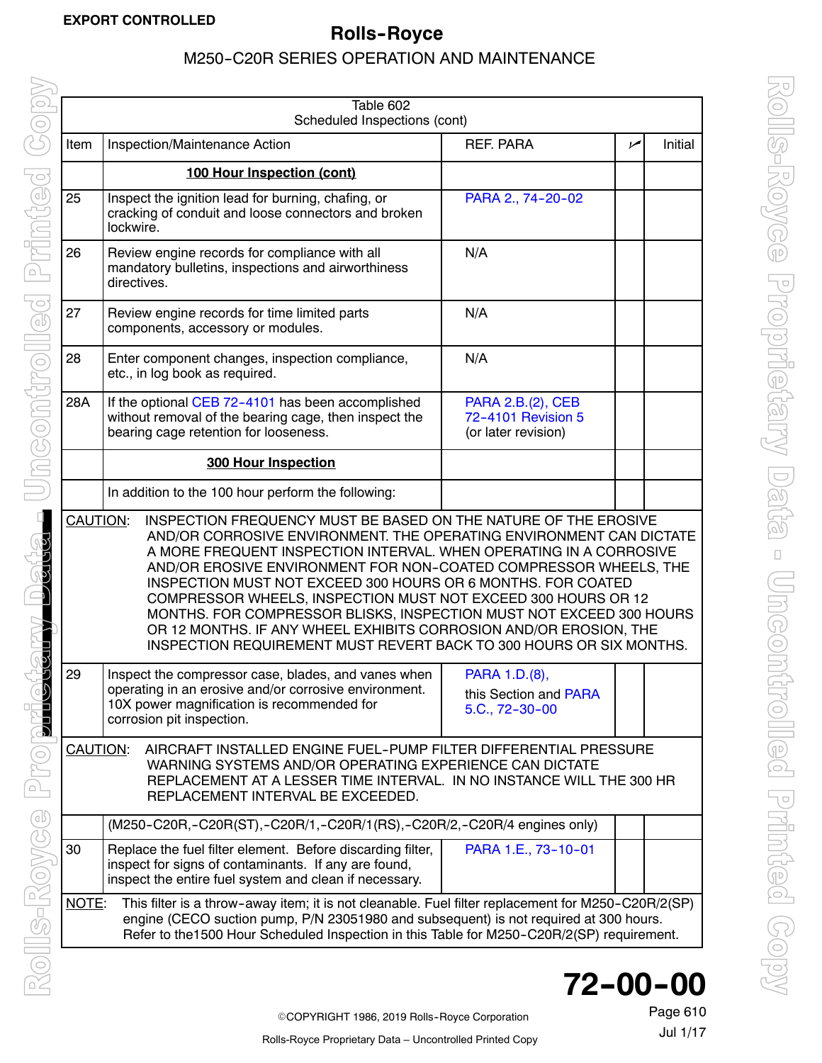| Item | Inspection/Maintenance Action | REF. PARA | ✓ | Initial |
|---|---|---|---|---|
| | **100 Hour Inspection (cont)** | | | |
| 25 | Inspect the ignition lead for burning, chafing, or cracking of conduit and loose connectors and broken lockwire. | PARA 2., 74-20-02 | | |
| 26 | Review engine records for compliance with all mandatory bulletins, inspections and airworthiness directives. | N/A | | |
| 27 | Review engine records for time limited parts components, accessory or modules. | N/A | | |
| 28 | Enter component changes, inspection compliance, etc., in log book as required. | N/A | | |
| 28A | If the optional CEB 72-4101 has been accomplished without removal of the bearing cage, then inspect the bearing cage retention for looseness. | PARA 2.B.(2), CEB 72-4101 Revision 5 (or later revision) | | |
| | **300 Hour Inspection** | | | |
| | In addition to the 100 hour perform the following: | | | |
| CAUTION: INSPECTION FREQUENCY MUST BE BASED ON THE NATURE OF THE EROSIVE AND/OR CORROSIVE ENVIRONMENT. THE OPERATING ENVIRONMENT CAN DICTATE A MORE FREQUENT INSPECTION INTERVAL. WHEN OPERATING IN A CORROSIVE AND/OR EROSIVE ENVIRONMENT FOR NON-COATED COMPRESSOR WHEELS, THE INSPECTION MUST NOT EXCEED 300 HOURS OR 6 MONTHS. FOR COATED COMPRESSOR WHEELS, INSPECTION MUST NOT EXCEED 300 HOURS OR 12 MONTHS. FOR COMPRESSOR BLISKS, INSPECTION MUST NOT EXCEED 300 HOURS OR 12 MONTHS. IF ANY WHEEL EXHIBITS CORROSION AND/OR EROSION, THE INSPECTION REQUIREMENT MUST REVERT BACK TO 300 HOURS OR SIX MONTHS. | | | | |
| 29 | Inspect the compressor case, blades, and vanes when operating in an erosive and/or corrosive environment. 10X power magnification is recommended for corrosion pit inspection. | PARA 1.D.(8), this Section and PARA 5.C., 72-30-00 | | |
| CAUTION: AIRCRAFT INSTALLED ENGINE FUEL-PUMP FILTER DIFFERENTIAL PRESSURE WARNING SYSTEMS AND/OR OPERATING EXPERIENCE CAN DICTATE REPLACEMENT AT A LESSER TIME INTERVAL. IN NO INSTANCE WILL THE 300 HR REPLACEMENT INTERVAL BE EXCEEDED. | | | | |
| | (M250-C20R,-C20R(ST),-C20R/1,-C20R/1(RS),-C20R/2,-C20R/4 engines only) | | | |
| 30 | Replace the fuel filter element. Before discarding filter, inspect for signs of contaminants. If any are found, inspect the entire fuel system and clean if necessary. | PARA 1.E., 73-10-01 | | |
| NOTE: This filter is a throw-away item; it is not cleanable. Fuel filter replacement for M250-C20R/2(SP) engine (CECO suction pump, P/N 23051980 and subsequent) is not required at 300 hours. Refer to the1500 Hour Scheduled Inspection in this Table for M250-C20R/2(SP) requirement. | | | | |

Table 602
Scheduled Inspections (cont)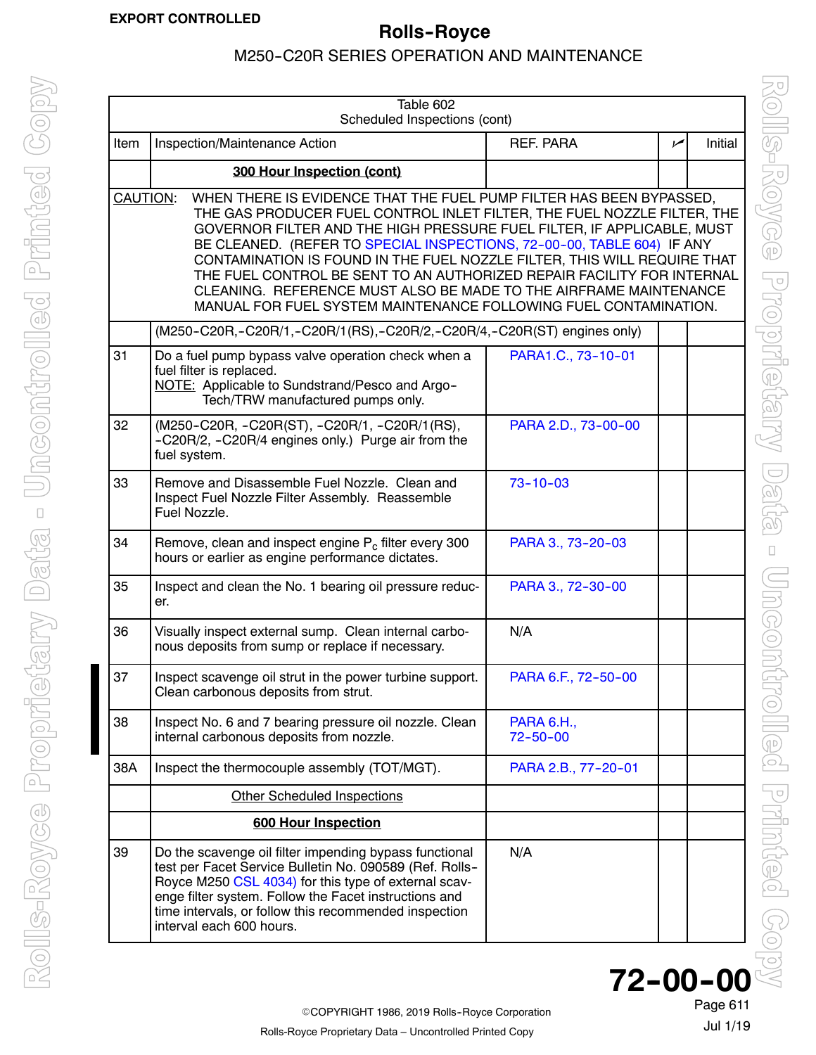EXPORT CONTROLLED

| Item | Inspection/Maintenance Action | REF. PARA | ✓ | Initial |
|---|---|---|---|---|
| | **300 Hour Inspection (cont)** | | | |
| CAUTION: WHEN THERE IS EVIDENCE THAT THE FUEL PUMP FILTER HAS BEEN BYPASSED, THE GAS PRODUCER FUEL CONTROL INLET FILTER, THE FUEL NOZZLE FILTER, THE GOVERNOR FILTER AND THE HIGH PRESSURE FUEL FILTER, IF APPLICABLE, MUST BE CLEANED. (REFER TO SPECIAL INSPECTIONS, 72-00-00, TABLE 604) IF ANY CONTAMINATION IS FOUND IN THE FUEL NOZZLE FILTER, THIS WILL REQUIRE THAT THE FUEL CONTROL BE SENT TO AN AUTHORIZED REPAIR FACILITY FOR INTERNAL CLEANING. REFERENCE MUST ALSO BE MADE TO THE AIRFRAME MAINTENANCE MANUAL FOR FUEL SYSTEM MAINTENANCE FOLLOWING FUEL CONTAMINATION. | | | | |
| | (M250-C20R,-C20R/1,-C20R/1(RS),-C20R/2,-C20R/4,-C20R(ST) engines only) | | | |
| 31 | Do a fuel pump bypass valve operation check when a fuel filter is replaced. NOTE: Applicable to Sundstrand/Pesco and Argo-Tech/TRW manufactured pumps only. | PARA1.C., 73-10-01 | | |
| 32 | (M250-C20R, -C20R(ST), -C20R/1, -C20R/1(RS), -C20R/2, -C20R/4 engines only.) Purge air from the fuel system. | PARA 2.D., 73-00-00 | | |
| 33 | Remove and Disassemble Fuel Nozzle. Clean and Inspect Fuel Nozzle Filter Assembly. Reassemble Fuel Nozzle. | 73-10-03 | | |
| 34 | Remove, clean and inspect engine $P_c$ filter every 300 hours or earlier as engine performance dictates. | PARA 3., 73-20-03 | | |
| 35 | Inspect and clean the No. 1 bearing oil pressure reducer. | PARA 3., 72-30-00 | | |
| 36 | Visually inspect external sump. Clean internal carbonous deposits from sump or replace if necessary. | N/A | | |
| 37 | Inspect scavenge oil strut in the power turbine support. Clean carbonous deposits from strut. | PARA 6.F., 72-50-00 | | |
| 38 | Inspect No. 6 and 7 bearing pressure oil nozzle. Clean internal carbonous deposits from nozzle. | PARA 6.H., 72-50-00 | | |
| 38A | Inspect the thermocouple assembly (TOT/MGT). | PARA 2.B., 77-20-01 | | |
| | Other Scheduled Inspections | | | |
| | **600 Hour Inspection** | | | |
| 39 | Do the scavenge oil filter impending bypass functional test per Facet Service Bulletin No. 090589 (Ref. Rolls-Royce M250 CSL 4034) for this type of external scavenge filter system. Follow the Facet instructions and time intervals, or follow this recommended inspection interval each 600 hours. | N/A | | |

Table 602
Scheduled Inspections (cont)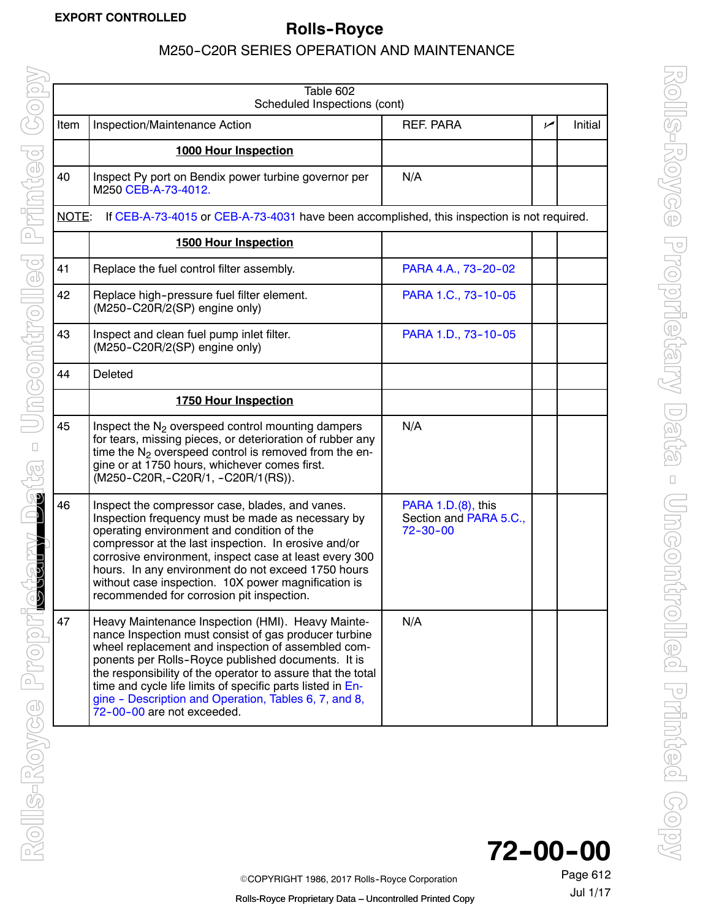| Table 602<br>Scheduled Inspections (cont) | | | | |
|---|---|---|---|---|
| Item | Inspection/Maintenance Action | REF. PARA | ✓ | Initial |
| | **1000 Hour Inspection** | | | |
| 40 | Inspect Py port on Bendix power turbine governor per M250 CEB-A-73-4012. | N/A | | |
| NOTE: | If CEB-A-73-4015 or CEB-A-73-4031 have been accomplished, this inspection is not required. | | | |
| | **1500 Hour Inspection** | | | |
| 41 | Replace the fuel control filter assembly. | PARA 4.A., 73-20-02 | | |
| 42 | Replace high-pressure fuel filter element. (M250-C20R/2(SP) engine only) | PARA 1.C., 73-10-05 | | |
| 43 | Inspect and clean fuel pump inlet filter. (M250-C20R/2(SP) engine only) | PARA 1.D., 73-10-05 | | |
| 44 | Deleted | | | |
| | **1750 Hour Inspection** | | | |
| 45 | Inspect the $N_2$ overspeed control mounting dampers for tears, missing pieces, or deterioration of rubber any time the $N_2$ overspeed control is removed from the engine or at 1750 hours, whichever comes first. (M250-C20R,-C20R/1, -C20R/1(RS)). | N/A | | |
| 46 | Inspect the compressor case, blades, and vanes. Inspection frequency must be made as necessary by operating environment and condition of the compressor at the last inspection. In erosive and/or corrosive environment, inspect case at least every 300 hours. In any environment do not exceed 1750 hours without case inspection. 10X power magnification is recommended for corrosion pit inspection. | PARA 1.D.(8), this Section and PARA 5.C., 72-30-00 | | |
| 47 | Heavy Maintenance Inspection (HMI). Heavy Maintenance Inspection must consist of gas producer turbine wheel replacement and inspection of assembled components per Rolls-Royce published documents. It is the responsibility of the operator to assure that the total time and cycle life limits of specific parts listed in Engine - Description and Operation, Tables 6, 7, and 8, 72-00-00 are not exceeded. | N/A | | |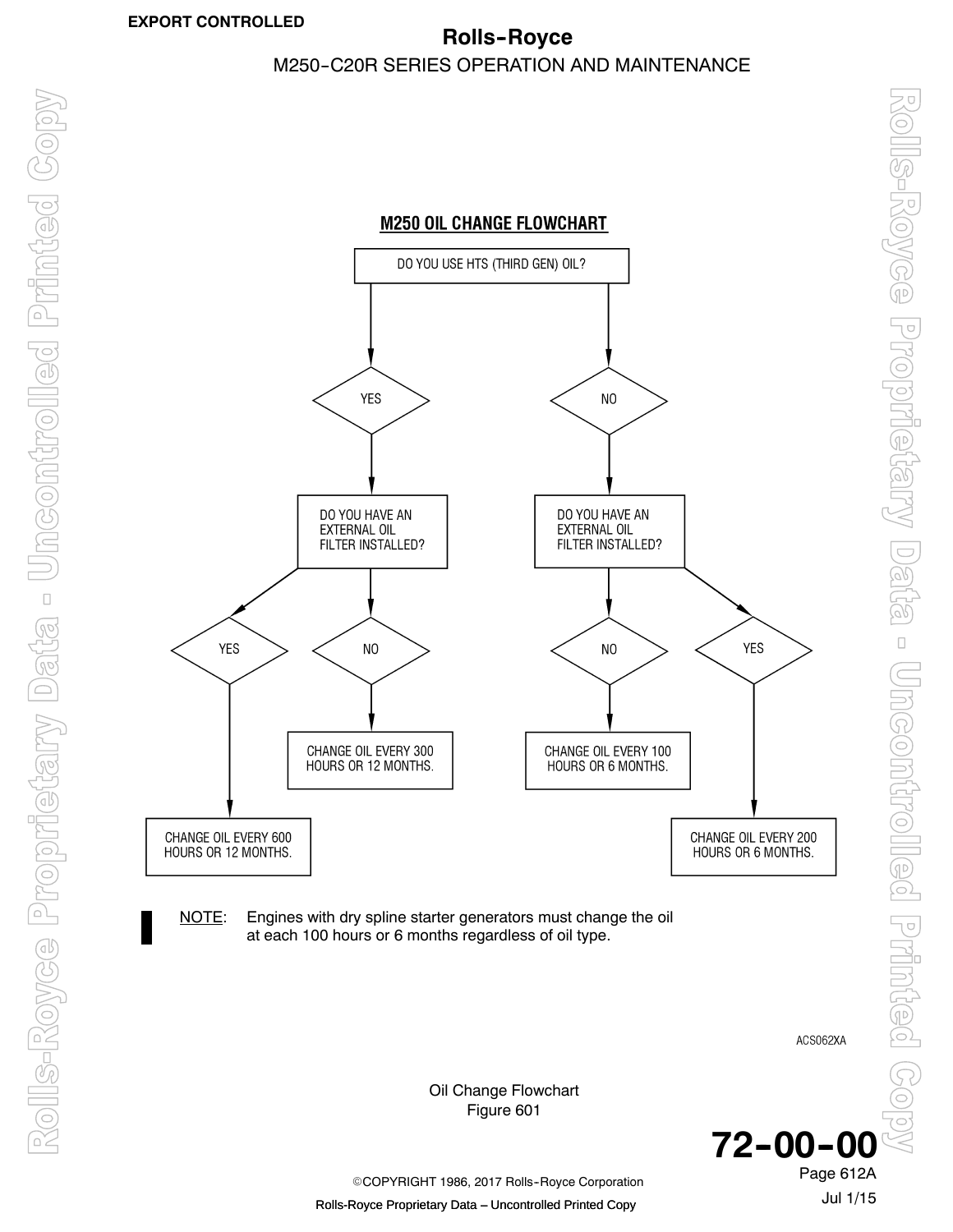## M250 OIL CHANGE FLOWCHART

DO YOU USE HTS (THIRD GEN) OIL?

- **YES** → DO YOU HAVE AN EXTERNAL OIL FILTER INSTALLED?
  - **YES** → CHANGE OIL EVERY 600 HOURS OR 12 MONTHS.
  - **NO** → CHANGE OIL EVERY 300 HOURS OR 12 MONTHS.
- **NO** → DO YOU HAVE AN EXTERNAL OIL FILTER INSTALLED?
  - **NO** → CHANGE OIL EVERY 100 HOURS OR 6 MONTHS.
  - **YES** → CHANGE OIL EVERY 200 HOURS OR 6 MONTHS.

NOTE: Engines with dry spline starter generators must change the oil at each 100 hours or 6 months regardless of oil type.

ACS062XA

Oil Change Flowchart
Figure 601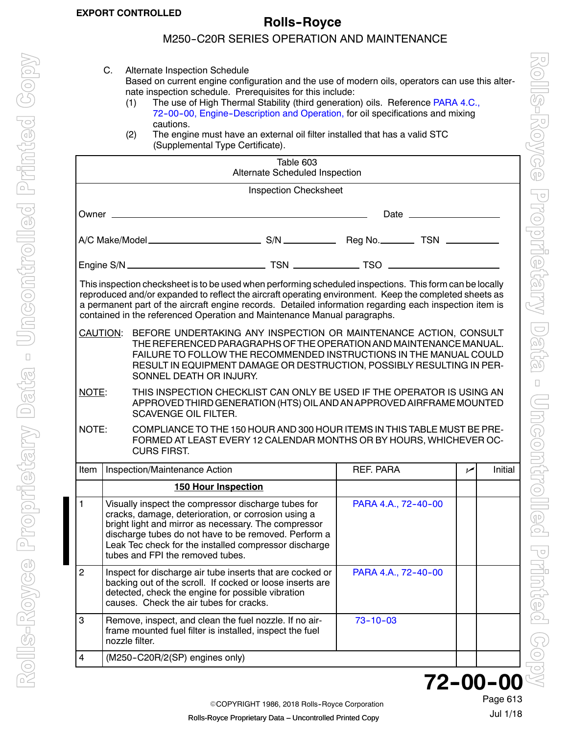C. Alternate Inspection Schedule

Based on current engine configuration and the use of modern oils, operators can use this alternate inspection schedule. Prerequisites for this include:

(1) The use of High Thermal Stability (third generation) oils. Reference PARA 4.C., 72-00-00, Engine-Description and Operation, for oil specifications and mixing cautions.

(2) The engine must have an external oil filter installed that has a valid STC (Supplemental Type Certificate).

Table 603
Alternate Scheduled Inspection

Inspection Checksheet

Owner ____________________ Date ____________

A/C Make/Model ____________ S/N ________ Reg No. ______ TSN ________

Engine S/N ________________ TSN ________ TSO ____________

This inspection checksheet is to be used when performing scheduled inspections. This form can be locally reproduced and/or expanded to reflect the aircraft operating environment. Keep the completed sheets as a permanent part of the aircraft engine records. Detailed information regarding each inspection item is contained in the referenced Operation and Maintenance Manual paragraphs.

CAUTION: BEFORE UNDERTAKING ANY INSPECTION OR MAINTENANCE ACTION, CONSULT THE REFERENCED PARAGRAPHS OF THE OPERATION AND MAINTENANCE MANUAL. FAILURE TO FOLLOW THE RECOMMENDED INSTRUCTIONS IN THE MANUAL COULD RESULT IN EQUIPMENT DAMAGE OR DESTRUCTION, POSSIBLY RESULTING IN PERSONNEL DEATH OR INJURY.

NOTE: THIS INSPECTION CHECKLIST CAN ONLY BE USED IF THE OPERATOR IS USING AN APPROVED THIRD GENERATION (HTS) OIL AND AN APPROVED AIRFRAME MOUNTED SCAVENGE OIL FILTER.

NOTE: COMPLIANCE TO THE 150 HOUR AND 300 HOUR ITEMS IN THIS TABLE MUST BE PREFORMED AT LEAST EVERY 12 CALENDAR MONTHS OR BY HOURS, WHICHEVER OCCURS FIRST.

| Item | Inspection/Maintenance Action | REF. PARA | ✓ | Initial |
|---|---|---|---|---|
| | **150 Hour Inspection** | | | |
| 1 | Visually inspect the compressor discharge tubes for cracks, damage, deterioration, or corrosion using a bright light and mirror as necessary. The compressor discharge tubes do not have to be removed. Perform a Leak Tec check for the installed compressor discharge tubes and FPI the removed tubes. | PARA 4.A., 72-40-00 | | |
| 2 | Inspect for discharge air tube inserts that are cocked or backing out of the scroll. If cocked or loose inserts are detected, check the engine for possible vibration causes. Check the air tubes for cracks. | PARA 4.A., 72-40-00 | | |
| 3 | Remove, inspect, and clean the fuel nozzle. If no airframe mounted fuel filter is installed, inspect the fuel nozzle filter. | 73-10-03 | | |
| 4 | (M250-C20R/2(SP) engines only) | | | |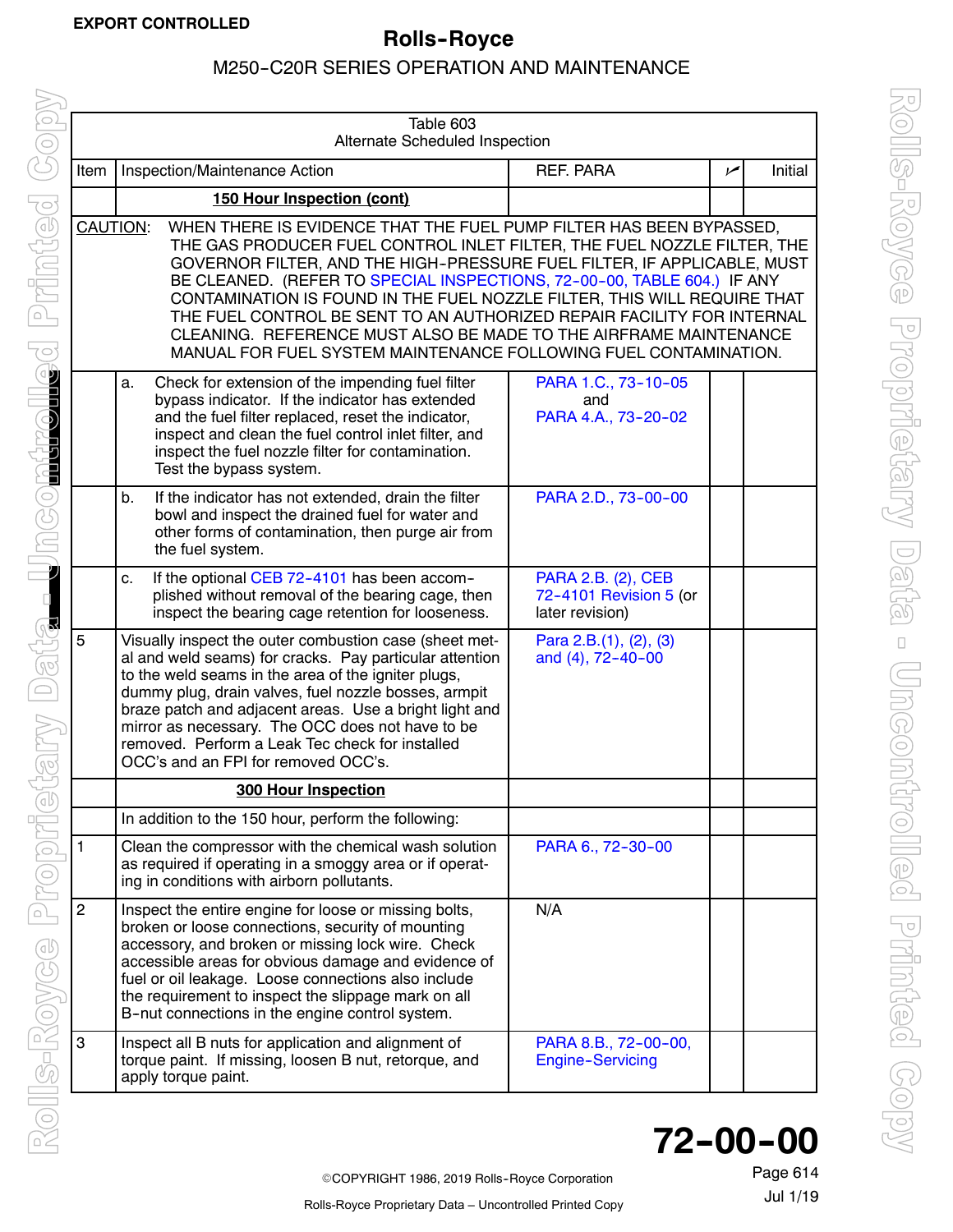EXPORT CONTROLLED

Table 603
Alternate Scheduled Inspection

| Item | Inspection/Maintenance Action | REF. PARA | ✓ | Initial |
|---|---|---|---|---|
| | **150 Hour Inspection (cont)** | | | |
| CAUTION: WHEN THERE IS EVIDENCE THAT THE FUEL PUMP FILTER HAS BEEN BYPASSED, THE GAS PRODUCER FUEL CONTROL INLET FILTER, THE FUEL NOZZLE FILTER, THE GOVERNOR FILTER, AND THE HIGH-PRESSURE FUEL FILTER, IF APPLICABLE, MUST BE CLEANED. (REFER TO SPECIAL INSPECTIONS, 72-00-00, TABLE 604.) IF ANY CONTAMINATION IS FOUND IN THE FUEL NOZZLE FILTER, THIS WILL REQUIRE THAT THE FUEL CONTROL BE SENT TO AN AUTHORIZED REPAIR FACILITY FOR INTERNAL CLEANING. REFERENCE MUST ALSO BE MADE TO THE AIRFRAME MAINTENANCE MANUAL FOR FUEL SYSTEM MAINTENANCE FOLLOWING FUEL CONTAMINATION. | | | | |
| | a. Check for extension of the impending fuel filter bypass indicator. If the indicator has extended and the fuel filter replaced, reset the indicator, inspect and clean the fuel control inlet filter, and inspect the fuel nozzle filter for contamination. Test the bypass system. | PARA 1.C., 73-10-05 and PARA 4.A., 73-20-02 | | |
| | b. If the indicator has not extended, drain the filter bowl and inspect the drained fuel for water and other forms of contamination, then purge air from the fuel system. | PARA 2.D., 73-00-00 | | |
| | c. If the optional CEB 72-4101 has been accomplished without removal of the bearing cage, then inspect the bearing cage retention for looseness. | PARA 2.B. (2), CEB 72-4101 Revision 5 (or later revision) | | |
| 5 | Visually inspect the outer combustion case (sheet metal and weld seams) for cracks. Pay particular attention to the weld seams in the area of the igniter plugs, dummy plug, drain valves, fuel nozzle bosses, armpit braze patch and adjacent areas. Use a bright light and mirror as necessary. The OCC does not have to be removed. Perform a Leak Tec check for installed OCC's and an FPI for removed OCC's. | Para 2.B.(1), (2), (3) and (4), 72-40-00 | | |
| | **300 Hour Inspection** | | | |
| | In addition to the 150 hour, perform the following: | | | |
| 1 | Clean the compressor with the chemical wash solution as required if operating in a smoggy area or if operating in conditions with airborn pollutants. | PARA 6., 72-30-00 | | |
| 2 | Inspect the entire engine for loose or missing bolts, broken or loose connections, security of mounting accessory, and broken or missing lock wire. Check accessible areas for obvious damage and evidence of fuel or oil leakage. Loose connections also include the requirement to inspect the slippage mark on all B-nut connections in the engine control system. | N/A | | |
| 3 | Inspect all B nuts for application and alignment of torque paint. If missing, loosen B nut, retorque, and apply torque paint. | PARA 8.B., 72-00-00, Engine-Servicing | | |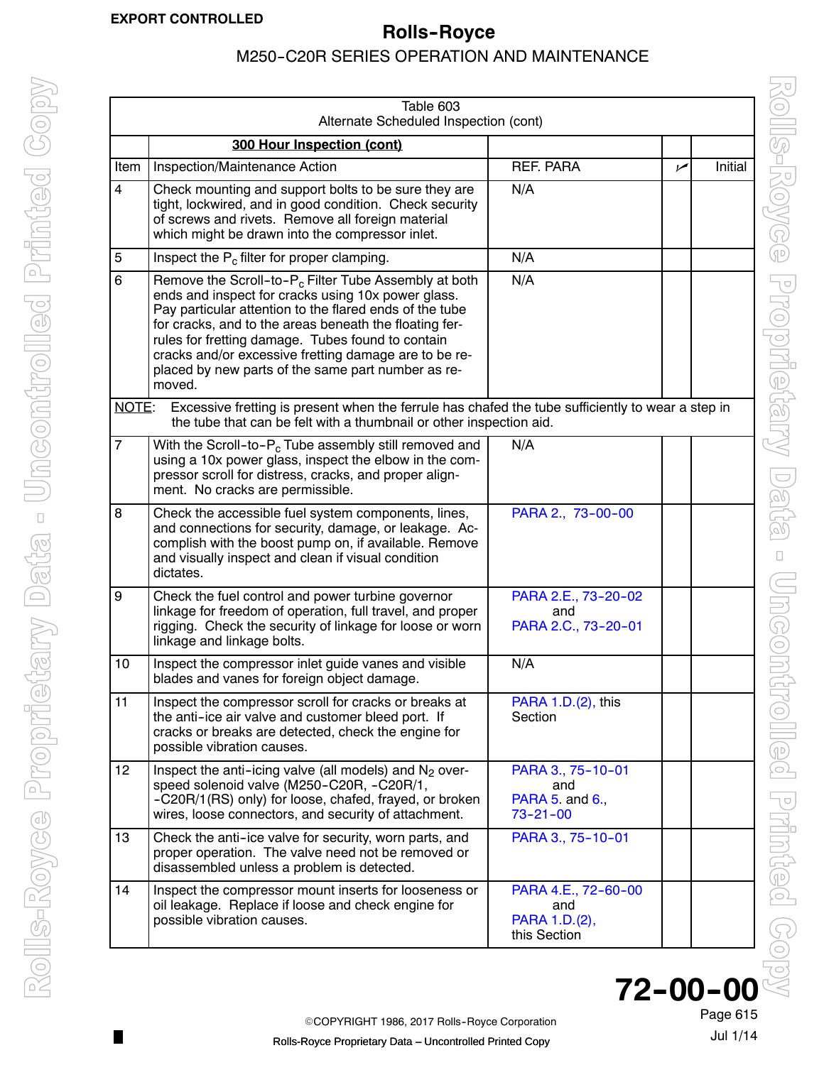Table 603
Alternate Scheduled Inspection (cont)

| Item | Inspection/Maintenance Action | REF. PARA | ✓ | Initial |
|---|---|---|---|---|
| | **300 Hour Inspection (cont)** | | | |
| 4 | Check mounting and support bolts to be sure they are tight, lockwired, and in good condition. Check security of screws and rivets. Remove all foreign material which might be drawn into the compressor inlet. | N/A | | |
| 5 | Inspect the $P_c$ filter for proper clamping. | N/A | | |
| 6 | Remove the Scroll-to-$P_c$ Filter Tube Assembly at both ends and inspect for cracks using 10x power glass. Pay particular attention to the flared ends of the tube for cracks, and to the areas beneath the floating ferrules for fretting damage. Tubes found to contain cracks and/or excessive fretting damage are to be replaced by new parts of the same part number as removed. | N/A | | |
| NOTE: | Excessive fretting is present when the ferrule has chafed the tube sufficiently to wear a step in the tube that can be felt with a thumbnail or other inspection aid. | | | |
| 7 | With the Scroll-to-$P_c$ Tube assembly still removed and using a 10x power glass, inspect the elbow in the compressor scroll for distress, cracks, and proper alignment. No cracks are permissible. | N/A | | |
| 8 | Check the accessible fuel system components, lines, and connections for security, damage, or leakage. Accomplish with the boost pump on, if available. Remove and visually inspect and clean if visual condition dictates. | PARA 2., 73-00-00 | | |
| 9 | Check the fuel control and power turbine governor linkage for freedom of operation, full travel, and proper rigging. Check the security of linkage for loose or worn linkage and linkage bolts. | PARA 2.E., 73-20-02 and PARA 2.C., 73-20-01 | | |
| 10 | Inspect the compressor inlet guide vanes and visible blades and vanes for foreign object damage. | N/A | | |
| 11 | Inspect the compressor scroll for cracks or breaks at the anti-ice air valve and customer bleed port. If cracks or breaks are detected, check the engine for possible vibration causes. | PARA 1.D.(2), this Section | | |
| 12 | Inspect the anti-icing valve (all models) and $N_2$ overspeed solenoid valve (M250-C20R, -C20R/1, -C20R/1(RS) only) for loose, chafed, frayed, or broken wires, loose connectors, and security of attachment. | PARA 3., 75-10-01 and PARA 5. and 6., 73-21-00 | | |
| 13 | Check the anti-ice valve for security, worn parts, and proper operation. The valve need not be removed or disassembled unless a problem is detected. | PARA 3., 75-10-01 | | |
| 14 | Inspect the compressor mount inserts for looseness or oil leakage. Replace if loose and check engine for possible vibration causes. | PARA 4.E., 72-60-00 and PARA 1.D.(2), this Section | | |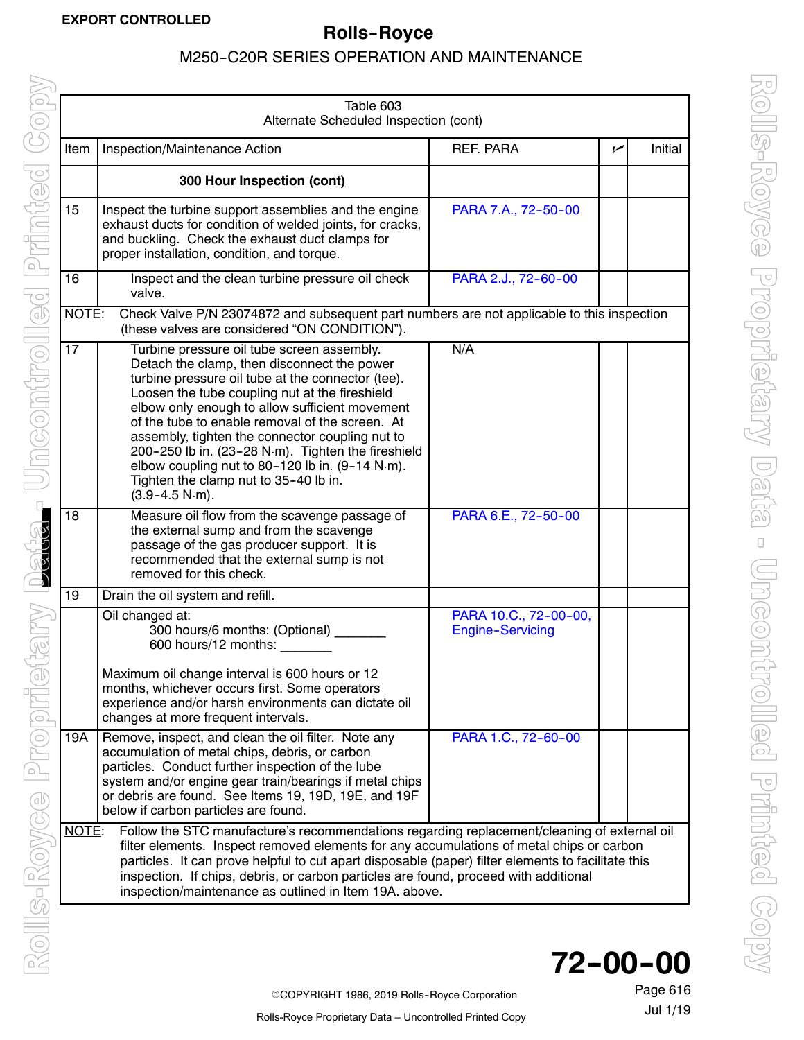EXPORT CONTROLLED

Table 603
Alternate Scheduled Inspection (cont)

| Item | Inspection/Maintenance Action | REF. PARA | ✓ | Initial |
|---|---|---|---|---|
| | **300 Hour Inspection (cont)** | | | |
| 15 | Inspect the turbine support assemblies and the engine exhaust ducts for condition of welded joints, for cracks, and buckling. Check the exhaust duct clamps for proper installation, condition, and torque. | PARA 7.A., 72-50-00 | | |
| 16 | Inspect and the clean turbine pressure oil check valve. | PARA 2.J., 72-60-00 | | |
| NOTE: | Check Valve P/N 23074872 and subsequent part numbers are not applicable to this inspection (these valves are considered "ON CONDITION"). | | | |
| 17 | Turbine pressure oil tube screen assembly. Detach the clamp, then disconnect the power turbine pressure oil tube at the connector (tee). Loosen the tube coupling nut at the fireshield elbow only enough to allow sufficient movement of the tube to enable removal of the screen. At assembly, tighten the connector coupling nut to 200-250 lb in. (23-28 N·m). Tighten the fireshield elbow coupling nut to 80-120 lb in. (9-14 N·m). Tighten the clamp nut to 35-40 lb in. (3.9-4.5 N·m). | N/A | | |
| 18 | Measure oil flow from the scavenge passage of the external sump and from the scavenge passage of the gas producer support. It is recommended that the external sump is not removed for this check. | PARA 6.E., 72-50-00 | | |
| 19 | Drain the oil system and refill. | | | |
| | Oil changed at:<br>300 hours/6 months: (Optional) _______<br>600 hours/12 months: _______<br><br>Maximum oil change interval is 600 hours or 12 months, whichever occurs first. Some operators experience and/or harsh environments can dictate oil changes at more frequent intervals. | PARA 10.C., 72-00-00, Engine-Servicing | | |
| 19A | Remove, inspect, and clean the oil filter. Note any accumulation of metal chips, debris, or carbon particles. Conduct further inspection of the lube system and/or engine gear train/bearings if metal chips or debris are found. See Items 19, 19D, 19E, and 19F below if carbon particles are found. | PARA 1.C., 72-60-00 | | |
| NOTE: | Follow the STC manufacture's recommendations regarding replacement/cleaning of external oil filter elements. Inspect removed elements for any accumulations of metal chips or carbon particles. It can prove helpful to cut apart disposable (paper) filter elements to facilitate this inspection. If chips, debris, or carbon particles are found, proceed with additional inspection/maintenance as outlined in Item 19A. above. | | | |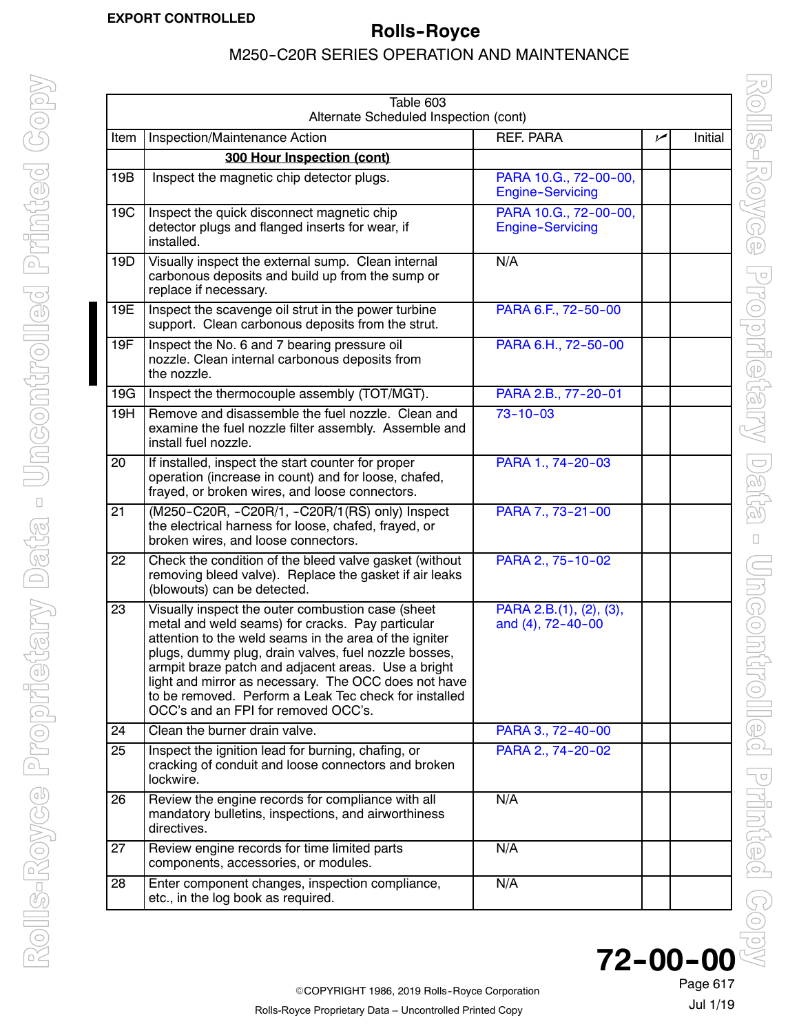Table 603
Alternate Scheduled Inspection (cont)

| Item | Inspection/Maintenance Action | REF. PARA | ✓ | Initial |
|---|---|---|---|---|
| | **300 Hour Inspection (cont)** | | | |
| 19B | Inspect the magnetic chip detector plugs. | PARA 10.G., 72-00-00, Engine-Servicing | | |
| 19C | Inspect the quick disconnect magnetic chip detector plugs and flanged inserts for wear, if installed. | PARA 10.G., 72-00-00, Engine-Servicing | | |
| 19D | Visually inspect the external sump. Clean internal carbonous deposits and build up from the sump or replace if necessary. | N/A | | |
| 19E | Inspect the scavenge oil strut in the power turbine support. Clean carbonous deposits from the strut. | PARA 6.F., 72-50-00 | | |
| 19F | Inspect the No. 6 and 7 bearing pressure oil nozzle. Clean internal carbonous deposits from the nozzle. | PARA 6.H., 72-50-00 | | |
| 19G | Inspect the thermocouple assembly (TOT/MGT). | PARA 2.B., 77-20-01 | | |
| 19H | Remove and disassemble the fuel nozzle. Clean and examine the fuel nozzle filter assembly. Assemble and install fuel nozzle. | 73-10-03 | | |
| 20 | If installed, inspect the start counter for proper operation (increase in count) and for loose, chafed, frayed, or broken wires, and loose connectors. | PARA 1., 74-20-03 | | |
| 21 | (M250-C20R, -C20R/1, -C20R/1(RS) only) Inspect the electrical harness for loose, chafed, frayed, or broken wires, and loose connectors. | PARA 7., 73-21-00 | | |
| 22 | Check the condition of the bleed valve gasket (without removing bleed valve). Replace the gasket if air leaks (blowouts) can be detected. | PARA 2., 75-10-02 | | |
| 23 | Visually inspect the outer combustion case (sheet metal and weld seams) for cracks. Pay particular attention to the weld seams in the area of the igniter plugs, dummy plug, drain valves, fuel nozzle bosses, armpit braze patch and adjacent areas. Use a bright light and mirror as necessary. The OCC does not have to be removed. Perform a Leak Tec check for installed OCC's and an FPI for removed OCC's. | PARA 2.B.(1), (2), (3), and (4), 72-40-00 | | |
| 24 | Clean the burner drain valve. | PARA 3., 72-40-00 | | |
| 25 | Inspect the ignition lead for burning, chafing, or cracking of conduit and loose connectors and broken lockwire. | PARA 2., 74-20-02 | | |
| 26 | Review the engine records for compliance with all mandatory bulletins, inspections, and airworthiness directives. | N/A | | |
| 27 | Review engine records for time limited parts components, accessories, or modules. | N/A | | |
| 28 | Enter component changes, inspection compliance, etc., in the log book as required. | N/A | | |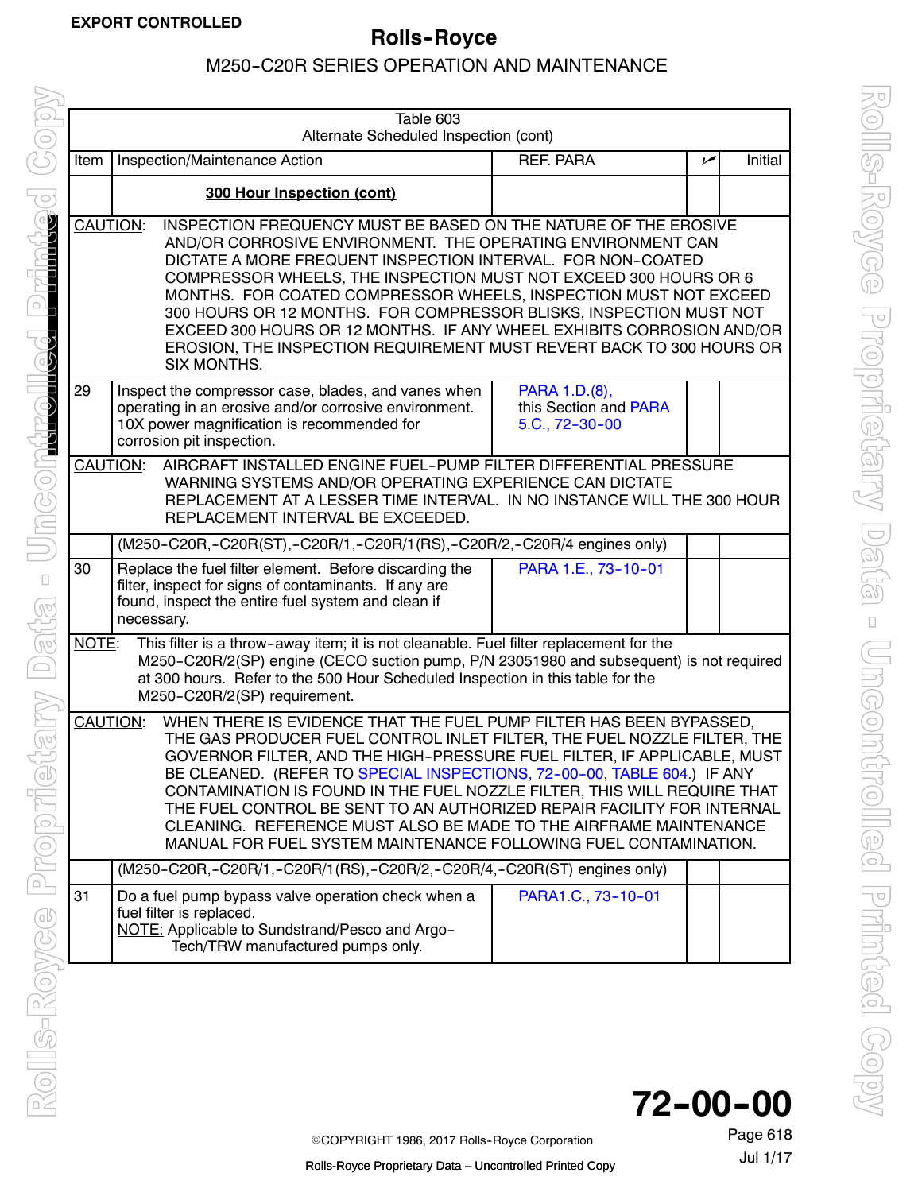| Table 603 | | | | |
|---|---|---|---|---|
| Alternate Scheduled Inspection (cont) | | | | |
| Item | Inspection/Maintenance Action | REF. PARA | ✓ | Initial |
| | **300 Hour Inspection (cont)** | | | |
| CAUTION: INSPECTION FREQUENCY MUST BE BASED ON THE NATURE OF THE EROSIVE AND/OR CORROSIVE ENVIRONMENT. THE OPERATING ENVIRONMENT CAN DICTATE A MORE FREQUENT INSPECTION INTERVAL. FOR NON-COATED COMPRESSOR WHEELS, THE INSPECTION MUST NOT EXCEED 300 HOURS OR 6 MONTHS. FOR COATED COMPRESSOR WHEELS, INSPECTION MUST NOT EXCEED 300 HOURS OR 12 MONTHS. FOR COMPRESSOR BLISKS, INSPECTION MUST NOT EXCEED 300 HOURS OR 12 MONTHS. IF ANY WHEEL EXHIBITS CORROSION AND/OR EROSION, THE INSPECTION REQUIREMENT MUST REVERT BACK TO 300 HOURS OR SIX MONTHS. | | | | |
| 29 | Inspect the compressor case, blades, and vanes when operating in an erosive and/or corrosive environment. 10X power magnification is recommended for corrosion pit inspection. | PARA 1.D.(8), this Section and PARA 5.C., 72-30-00 | | |
| CAUTION: AIRCRAFT INSTALLED ENGINE FUEL-PUMP FILTER DIFFERENTIAL PRESSURE WARNING SYSTEMS AND/OR OPERATING EXPERIENCE CAN DICTATE REPLACEMENT AT A LESSER TIME INTERVAL. IN NO INSTANCE WILL THE 300 HOUR REPLACEMENT INTERVAL BE EXCEEDED. | | | | |
| | (M250-C20R,-C20R(ST),-C20R/1,-C20R/1(RS),-C20R/2,-C20R/4 engines only) | | | |
| 30 | Replace the fuel filter element. Before discarding the filter, inspect for signs of contaminants. If any are found, inspect the entire fuel system and clean if necessary. | PARA 1.E., 73-10-01 | | |
| NOTE: This filter is a throw-away item; it is not cleanable. Fuel filter replacement for the M250-C20R/2(SP) engine (CECO suction pump, P/N 23051980 and subsequent) is not required at 300 hours. Refer to the 500 Hour Scheduled Inspection in this table for the M250-C20R/2(SP) requirement. | | | | |
| CAUTION: WHEN THERE IS EVIDENCE THAT THE FUEL PUMP FILTER HAS BEEN BYPASSED, THE GAS PRODUCER FUEL CONTROL INLET FILTER, THE FUEL NOZZLE FILTER, THE GOVERNOR FILTER, AND THE HIGH-PRESSURE FUEL FILTER, IF APPLICABLE, MUST BE CLEANED. (REFER TO SPECIAL INSPECTIONS, 72-00-00, TABLE 604.) IF ANY CONTAMINATION IS FOUND IN THE FUEL NOZZLE FILTER, THIS WILL REQUIRE THAT THE FUEL CONTROL BE SENT TO AN AUTHORIZED REPAIR FACILITY FOR INTERNAL CLEANING. REFERENCE MUST ALSO BE MADE TO THE AIRFRAME MAINTENANCE MANUAL FOR FUEL SYSTEM MAINTENANCE FOLLOWING FUEL CONTAMINATION. | | | | |
| | (M250-C20R,-C20R/1,-C20R/1(RS),-C20R/2,-C20R/4,-C20R(ST) engines only) | | | |
| 31 | Do a fuel pump bypass valve operation check when a fuel filter is replaced. NOTE: Applicable to Sundstrand/Pesco and Argo-Tech/TRW manufactured pumps only. | PARA1.C., 73-10-01 | | |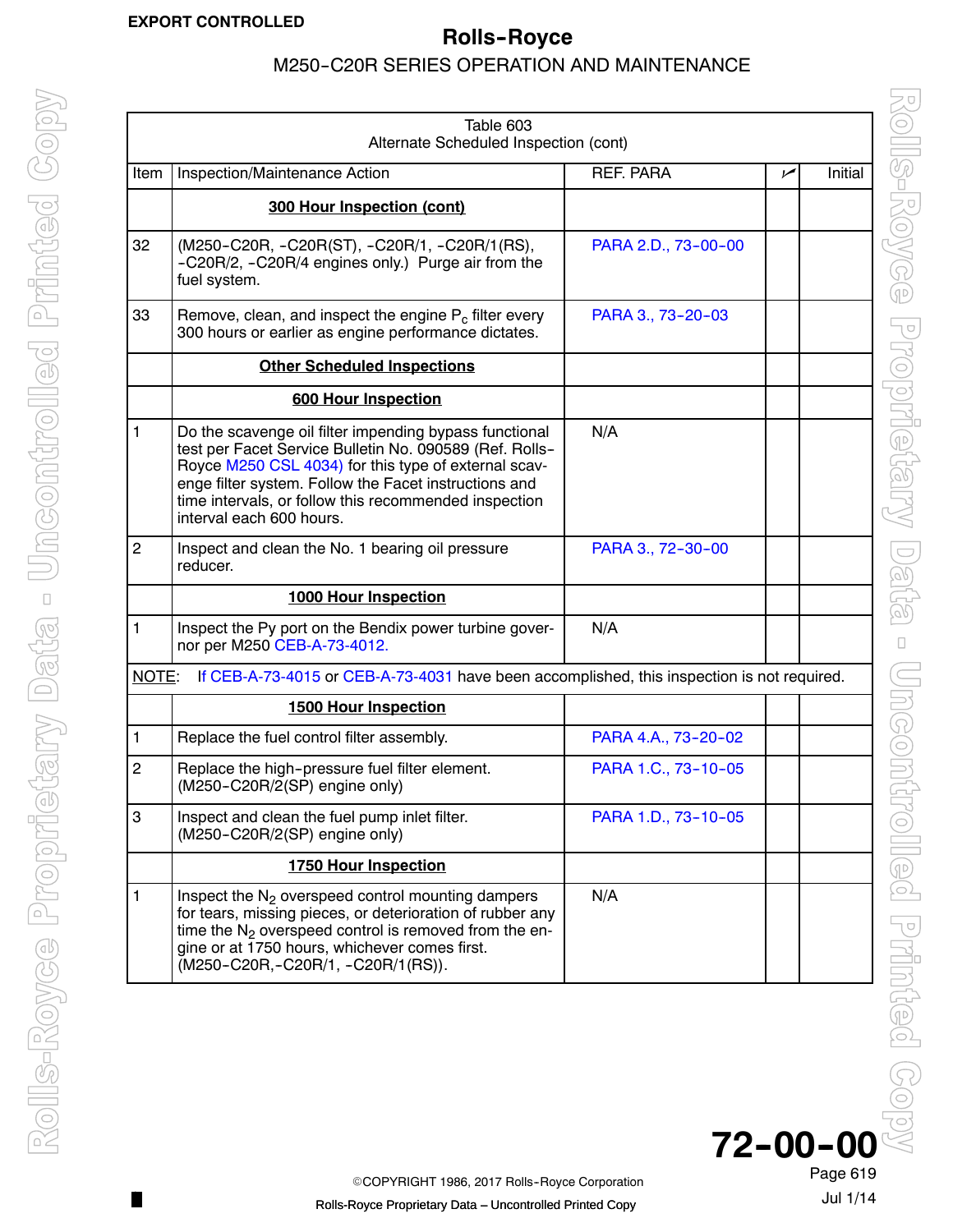EXPORT CONTROLLED

Table 603
Alternate Scheduled Inspection (cont)

| Item | Inspection/Maintenance Action | REF. PARA | ✓ | Initial |
|---|---|---|---|---|
| | **300 Hour Inspection (cont)** | | | |
| 32 | (M250-C20R, -C20R(ST), -C20R/1, -C20R/1(RS), -C20R/2, -C20R/4 engines only.) Purge air from the fuel system. | PARA 2.D., 73-00-00 | | |
| 33 | Remove, clean, and inspect the engine $P_c$ filter every 300 hours or earlier as engine performance dictates. | PARA 3., 73-20-03 | | |
| | **Other Scheduled Inspections** | | | |
| | **600 Hour Inspection** | | | |
| 1 | Do the scavenge oil filter impending bypass functional test per Facet Service Bulletin No. 090589 (Ref. Rolls-Royce M250 CSL 4034) for this type of external scavenge filter system. Follow the Facet instructions and time intervals, or follow this recommended inspection interval each 600 hours. | N/A | | |
| 2 | Inspect and clean the No. 1 bearing oil pressure reducer. | PARA 3., 72-30-00 | | |
| | **1000 Hour Inspection** | | | |
| 1 | Inspect the Py port on the Bendix power turbine governor per M250 CEB-A-73-4012. | N/A | | |
| NOTE: If CEB-A-73-4015 or CEB-A-73-4031 have been accomplished, this inspection is not required. | | | | |
| | **1500 Hour Inspection** | | | |
| 1 | Replace the fuel control filter assembly. | PARA 4.A., 73-20-02 | | |
| 2 | Replace the high-pressure fuel filter element. (M250-C20R/2(SP) engine only) | PARA 1.C., 73-10-05 | | |
| 3 | Inspect and clean the fuel pump inlet filter. (M250-C20R/2(SP) engine only) | PARA 1.D., 73-10-05 | | |
| | **1750 Hour Inspection** | | | |
| 1 | Inspect the $N_2$ overspeed control mounting dampers for tears, missing pieces, or deterioration of rubber any time the $N_2$ overspeed control is removed from the engine or at 1750 hours, whichever comes first. (M250-C20R,-C20R/1, -C20R/1(RS)). | N/A | | |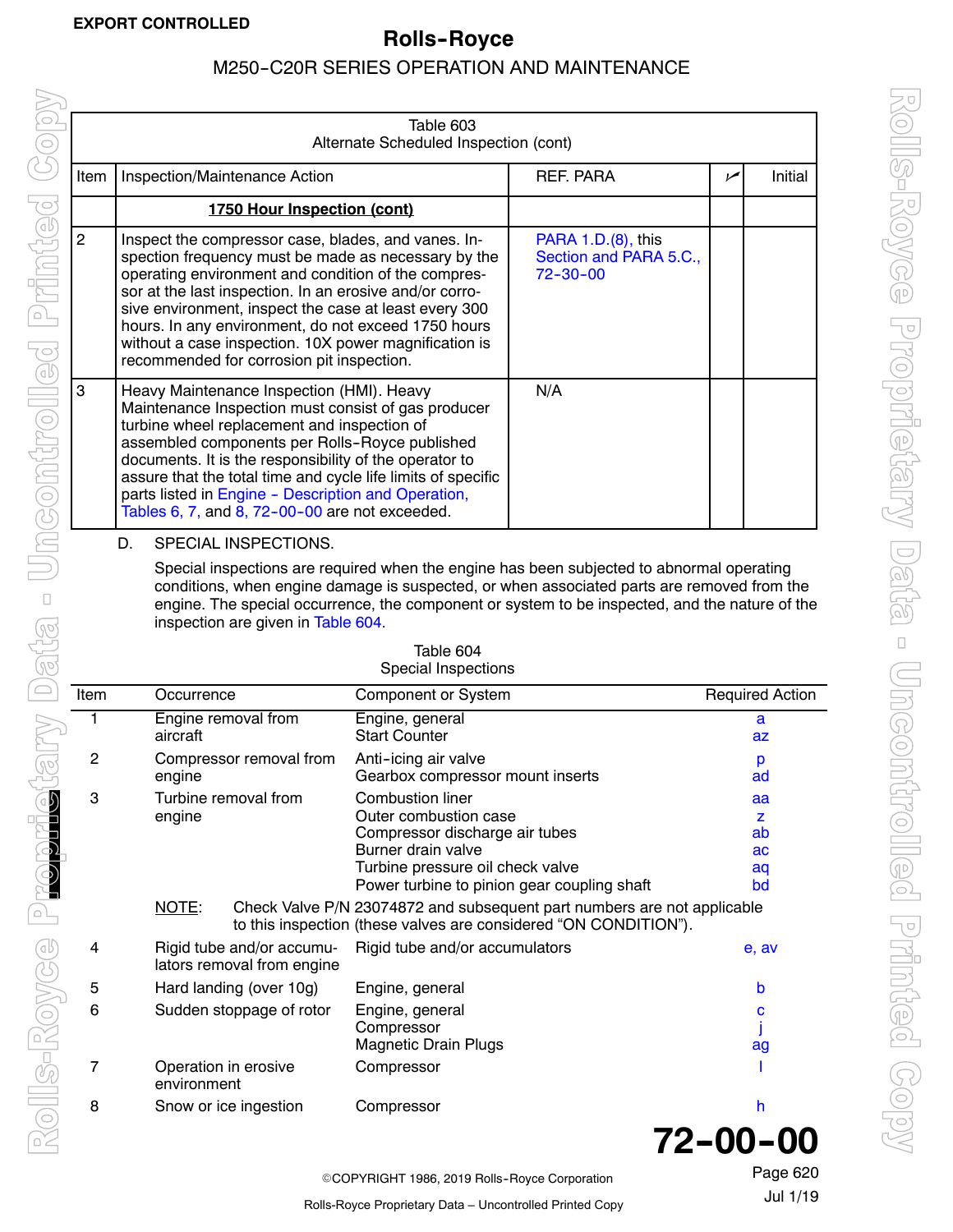Table 603
Alternate Scheduled Inspection (cont)

| Item | Inspection/Maintenance Action | REF. PARA | ✓ | Initial |
|---|---|---|---|---|
| | **1750 Hour Inspection (cont)** | | | |
| 2 | Inspect the compressor case, blades, and vanes. Inspection frequency must be made as necessary by the operating environment and condition of the compressor at the last inspection. In an erosive and/or corrosive environment, inspect the case at least every 300 hours. In any environment, do not exceed 1750 hours without a case inspection. 10X power magnification is recommended for corrosion pit inspection. | PARA 1.D.(8), this Section and PARA 5.C., 72-30-00 | | |
| 3 | Heavy Maintenance Inspection (HMI). Heavy Maintenance Inspection must consist of gas producer turbine wheel replacement and inspection of assembled components per Rolls-Royce published documents. It is the responsibility of the operator to assure that the total time and cycle life limits of specific parts listed in Engine - Description and Operation, Tables 6, 7, and 8, 72-00-00 are not exceeded. | N/A | | |

D. SPECIAL INSPECTIONS.

Special inspections are required when the engine has been subjected to abnormal operating conditions, when engine damage is suspected, or when associated parts are removed from the engine. The special occurrence, the component or system to be inspected, and the nature of the inspection are given in Table 604.

Table 604
Special Inspections

| Item | Occurrence | Component or System | Required Action |
|---|---|---|---|
| 1 | Engine removal from aircraft | Engine, general<br>Start Counter | a<br>az |
| 2 | Compressor removal from engine | Anti-icing air valve<br>Gearbox compressor mount inserts | p<br>ad |
| 3 | Turbine removal from engine | Combustion liner<br>Outer combustion case<br>Compressor discharge air tubes<br>Burner drain valve<br>Turbine pressure oil check valve<br>Power turbine to pinion gear coupling shaft | aa<br>z<br>ab<br>ac<br>aq<br>bd |
| | NOTE: Check Valve P/N 23074872 and subsequent part numbers are not applicable to this inspection (these valves are considered "ON CONDITION"). | | |
| 4 | Rigid tube and/or accumulators removal from engine | Rigid tube and/or accumulators | e, av |
| 5 | Hard landing (over 10g) | Engine, general | b |
| 6 | Sudden stoppage of rotor | Engine, general<br>Compressor<br>Magnetic Drain Plugs | c<br>j<br>ag |
| 7 | Operation in erosive environment | Compressor | l |
| 8 | Snow or ice ingestion | Compressor | h |